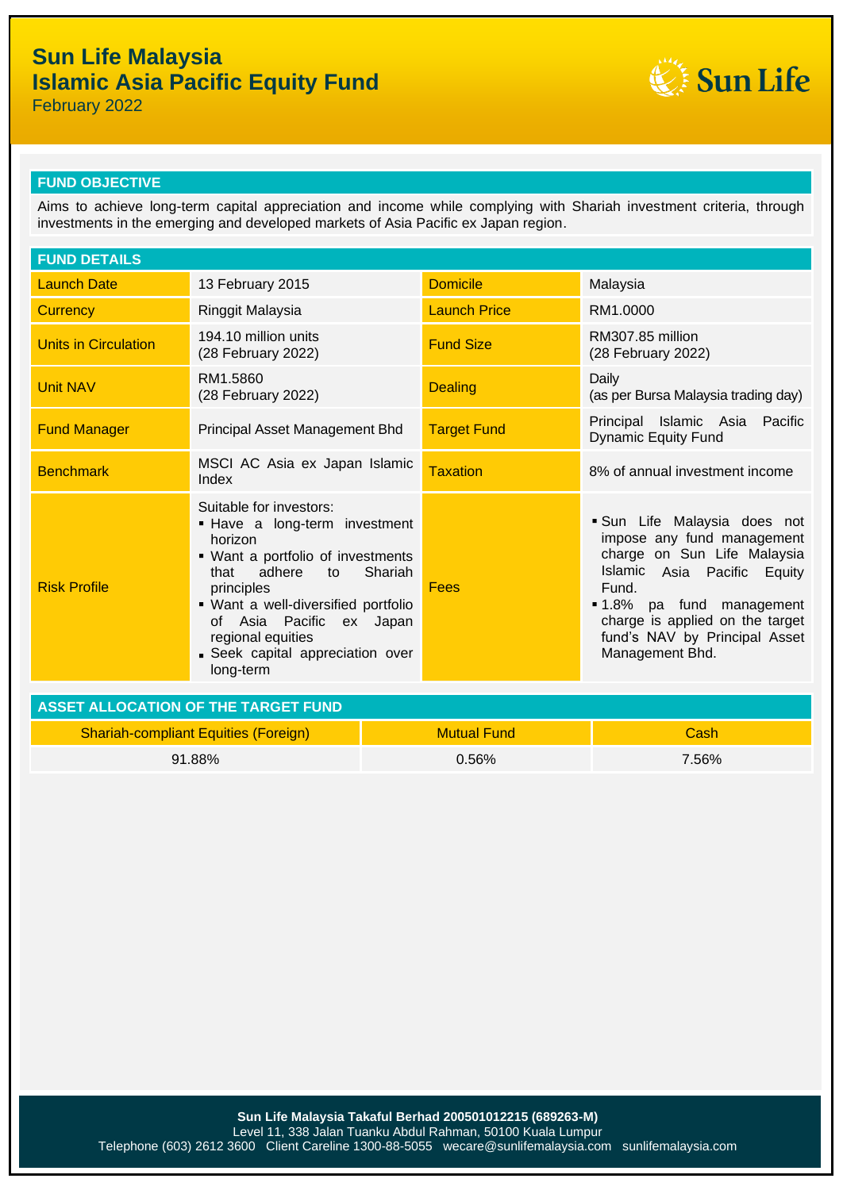# Sun Life Malaysia
# Islamic Asia Pacific Equity Fund
February 2022

## FUND OBJECTIVE

Aims to achieve long-term capital appreciation and income while complying with Shariah investment criteria, through investments in the emerging and developed markets of Asia Pacific ex Japan region.

## FUND DETAILS

| | | | |
|---|---|---|---|
| Launch Date | 13 February 2015 | Domicile | Malaysia |
| Currency | Ringgit Malaysia | Launch Price | RM1.0000 |
| Units in Circulation | 194.10 million units (28 February 2022) | Fund Size | RM307.85 million (28 February 2022) |
| Unit NAV | RM1.5860 (28 February 2022) | Dealing | Daily (as per Bursa Malaysia trading day) |
| Fund Manager | Principal Asset Management Bhd | Target Fund | Principal Islamic Asia Pacific Dynamic Equity Fund |
| Benchmark | MSCI AC Asia ex Japan Islamic Index | Taxation | 8% of annual investment income |
| Risk Profile | Suitable for investors:<br>▪ Have a long-term investment horizon<br>▪ Want a portfolio of investments that adhere to Shariah principles<br>▪ Want a well-diversified portfolio of Asia Pacific ex Japan regional equities<br>▪ Seek capital appreciation over long-term | Fees | ▪ Sun Life Malaysia does not impose any fund management charge on Sun Life Malaysia Islamic Asia Pacific Equity Fund.<br>▪ 1.8% pa fund management charge is applied on the target fund's NAV by Principal Asset Management Bhd. |

## ASSET ALLOCATION OF THE TARGET FUND

| Shariah-compliant Equities (Foreign) | Mutual Fund | Cash |
|---|---|---|
| 91.88% | 0.56% | 7.56% |

**Sun Life Malaysia Takaful Berhad 200501012215 (689263-M)**
Level 11, 338 Jalan Tuanku Abdul Rahman, 50100 Kuala Lumpur
Telephone (603) 2612 3600 Client Careline 1300-88-5055 wecare@sunlifemalaysia.com sunlifemalaysia.com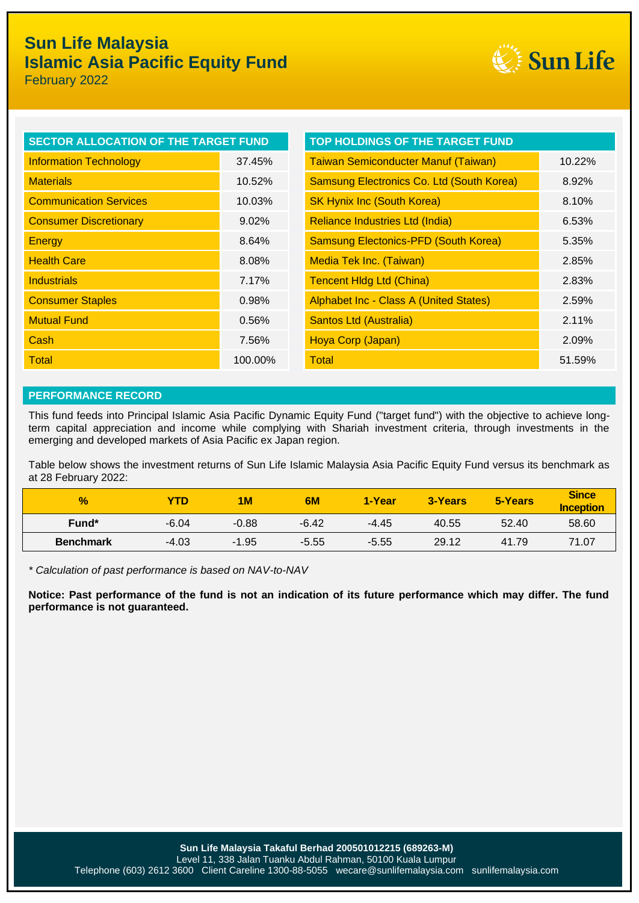# Sun Life Malaysia
# Islamic Asia Pacific Equity Fund

February 2022

| SECTOR ALLOCATION OF THE TARGET FUND | |
|---|---|
| Information Technology | 37.45% |
| Materials | 10.52% |
| Communication Services | 10.03% |
| Consumer Discretionary | 9.02% |
| Energy | 8.64% |
| Health Care | 8.08% |
| Industrials | 7.17% |
| Consumer Staples | 0.98% |
| Mutual Fund | 0.56% |
| Cash | 7.56% |
| Total | 100.00% |

| TOP HOLDINGS OF THE TARGET FUND | |
|---|---|
| Taiwan Semiconducter Manuf (Taiwan) | 10.22% |
| Samsung Electronics Co. Ltd (South Korea) | 8.92% |
| SK Hynix Inc (South Korea) | 8.10% |
| Reliance Industries Ltd (India) | 6.53% |
| Samsung Electonics-PFD (South Korea) | 5.35% |
| Media Tek Inc. (Taiwan) | 2.85% |
| Tencent Hldg Ltd (China) | 2.83% |
| Alphabet Inc - Class A (United States) | 2.59% |
| Santos Ltd (Australia) | 2.11% |
| Hoya Corp (Japan) | 2.09% |
| Total | 51.59% |

## PERFORMANCE RECORD

This fund feeds into Principal Islamic Asia Pacific Dynamic Equity Fund ("target fund") with the objective to achieve long-term capital appreciation and income while complying with Shariah investment criteria, through investments in the emerging and developed markets of Asia Pacific ex Japan region.

Table below shows the investment returns of Sun Life Islamic Malaysia Asia Pacific Equity Fund versus its benchmark as at 28 February 2022:

| % | YTD | 1M | 6M | 1-Year | 3-Years | 5-Years | Since Inception |
|---|---|---|---|---|---|---|---|
| **Fund*** | -6.04 | -0.88 | -6.42 | -4.45 | 40.55 | 52.40 | 58.60 |
| **Benchmark** | -4.03 | -1.95 | -5.55 | -5.55 | 29.12 | 41.79 | 71.07 |

*\* Calculation of past performance is based on NAV-to-NAV*

**Notice: Past performance of the fund is not an indication of its future performance which may differ. The fund performance is not guaranteed.**

**Sun Life Malaysia Takaful Berhad 200501012215 (689263-M)**
Level 11, 338 Jalan Tuanku Abdul Rahman, 50100 Kuala Lumpur
Telephone (603) 2612 3600 Client Careline 1300-88-5055 wecare@sunlifemalaysia.com sunlifemalaysia.com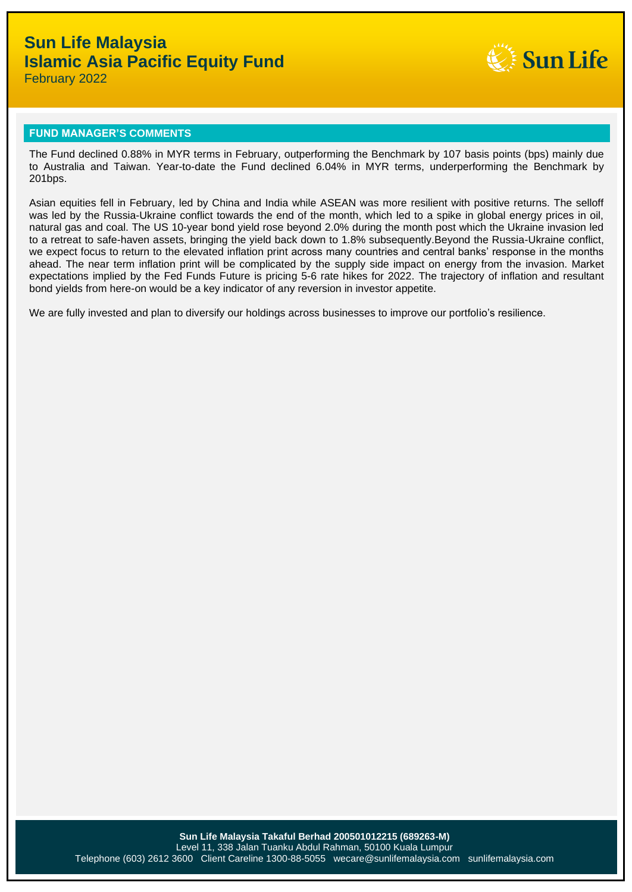# Sun Life Malaysia
# Islamic Asia Pacific Equity Fund
February 2022

## FUND MANAGER'S COMMENTS

The Fund declined 0.88% in MYR terms in February, outperforming the Benchmark by 107 basis points (bps) mainly due to Australia and Taiwan. Year-to-date the Fund declined 6.04% in MYR terms, underperforming the Benchmark by 201bps.

Asian equities fell in February, led by China and India while ASEAN was more resilient with positive returns. The selloff was led by the Russia-Ukraine conflict towards the end of the month, which led to a spike in global energy prices in oil, natural gas and coal. The US 10-year bond yield rose beyond 2.0% during the month post which the Ukraine invasion led to a retreat to safe-haven assets, bringing the yield back down to 1.8% subsequently.Beyond the Russia-Ukraine conflict, we expect focus to return to the elevated inflation print across many countries and central banks' response in the months ahead. The near term inflation print will be complicated by the supply side impact on energy from the invasion. Market expectations implied by the Fed Funds Future is pricing 5-6 rate hikes for 2022. The trajectory of inflation and resultant bond yields from here-on would be a key indicator of any reversion in investor appetite.

We are fully invested and plan to diversify our holdings across businesses to improve our portfolio's resilience.

**Sun Life Malaysia Takaful Berhad 200501012215 (689263-M)**
Level 11, 338 Jalan Tuanku Abdul Rahman, 50100 Kuala Lumpur
Telephone (603) 2612 3600 Client Careline 1300-88-5055 wecare@sunlifemalaysia.com sunlifemalaysia.com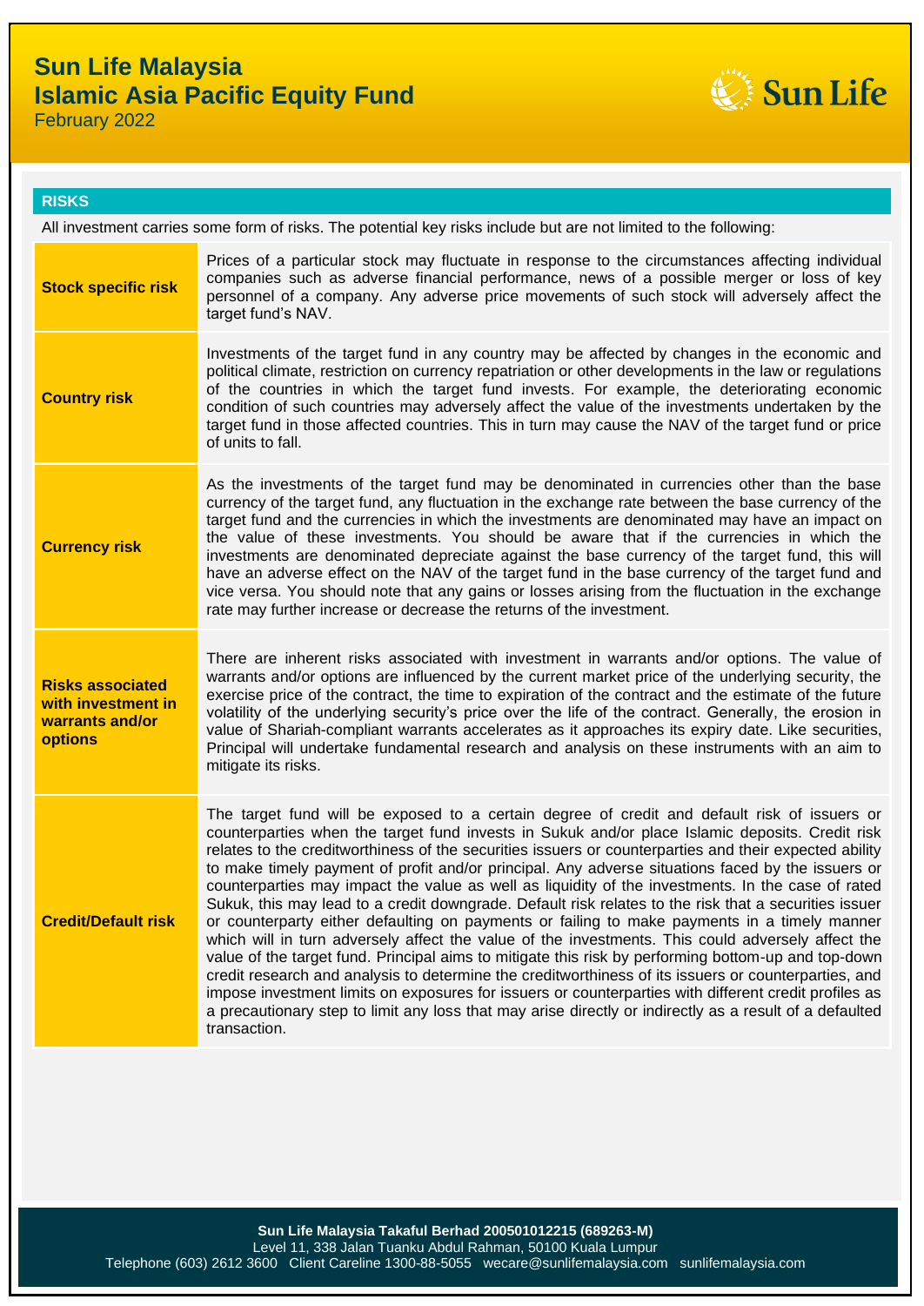# Sun Life Malaysia
# Islamic Asia Pacific Equity Fund
February 2022

## RISKS

All investment carries some form of risks. The potential key risks include but are not limited to the following:

| | |
|---|---|
| **Stock specific risk** | Prices of a particular stock may fluctuate in response to the circumstances affecting individual companies such as adverse financial performance, news of a possible merger or loss of key personnel of a company. Any adverse price movements of such stock will adversely affect the target fund's NAV. |
| **Country risk** | Investments of the target fund in any country may be affected by changes in the economic and political climate, restriction on currency repatriation or other developments in the law or regulations of the countries in which the target fund invests. For example, the deteriorating economic condition of such countries may adversely affect the value of the investments undertaken by the target fund in those affected countries. This in turn may cause the NAV of the target fund or price of units to fall. |
| **Currency risk** | As the investments of the target fund may be denominated in currencies other than the base currency of the target fund, any fluctuation in the exchange rate between the base currency of the target fund and the currencies in which the investments are denominated may have an impact on the value of these investments. You should be aware that if the currencies in which the investments are denominated depreciate against the base currency of the target fund, this will have an adverse effect on the NAV of the target fund in the base currency of the target fund and vice versa. You should note that any gains or losses arising from the fluctuation in the exchange rate may further increase or decrease the returns of the investment. |
| **Risks associated with investment in warrants and/or options** | There are inherent risks associated with investment in warrants and/or options. The value of warrants and/or options are influenced by the current market price of the underlying security, the exercise price of the contract, the time to expiration of the contract and the estimate of the future volatility of the underlying security's price over the life of the contract. Generally, the erosion in value of Shariah-compliant warrants accelerates as it approaches its expiry date. Like securities, Principal will undertake fundamental research and analysis on these instruments with an aim to mitigate its risks. |
| **Credit/Default risk** | The target fund will be exposed to a certain degree of credit and default risk of issuers or counterparties when the target fund invests in Sukuk and/or place Islamic deposits. Credit risk relates to the creditworthiness of the securities issuers or counterparties and their expected ability to make timely payment of profit and/or principal. Any adverse situations faced by the issuers or counterparties may impact the value as well as liquidity of the investments. In the case of rated Sukuk, this may lead to a credit downgrade. Default risk relates to the risk that a securities issuer or counterparty either defaulting on payments or failing to make payments in a timely manner which will in turn adversely affect the value of the investments. This could adversely affect the value of the target fund. Principal aims to mitigate this risk by performing bottom-up and top-down credit research and analysis to determine the creditworthiness of its issuers or counterparties, and impose investment limits on exposures for issuers or counterparties with different credit profiles as a precautionary step to limit any loss that may arise directly or indirectly as a result of a defaulted transaction. |

**Sun Life Malaysia Takaful Berhad 200501012215 (689263-M)**
Level 11, 338 Jalan Tuanku Abdul Rahman, 50100 Kuala Lumpur
Telephone (603) 2612 3600 Client Careline 1300-88-5055 wecare@sunlifemalaysia.com sunlifemalaysia.com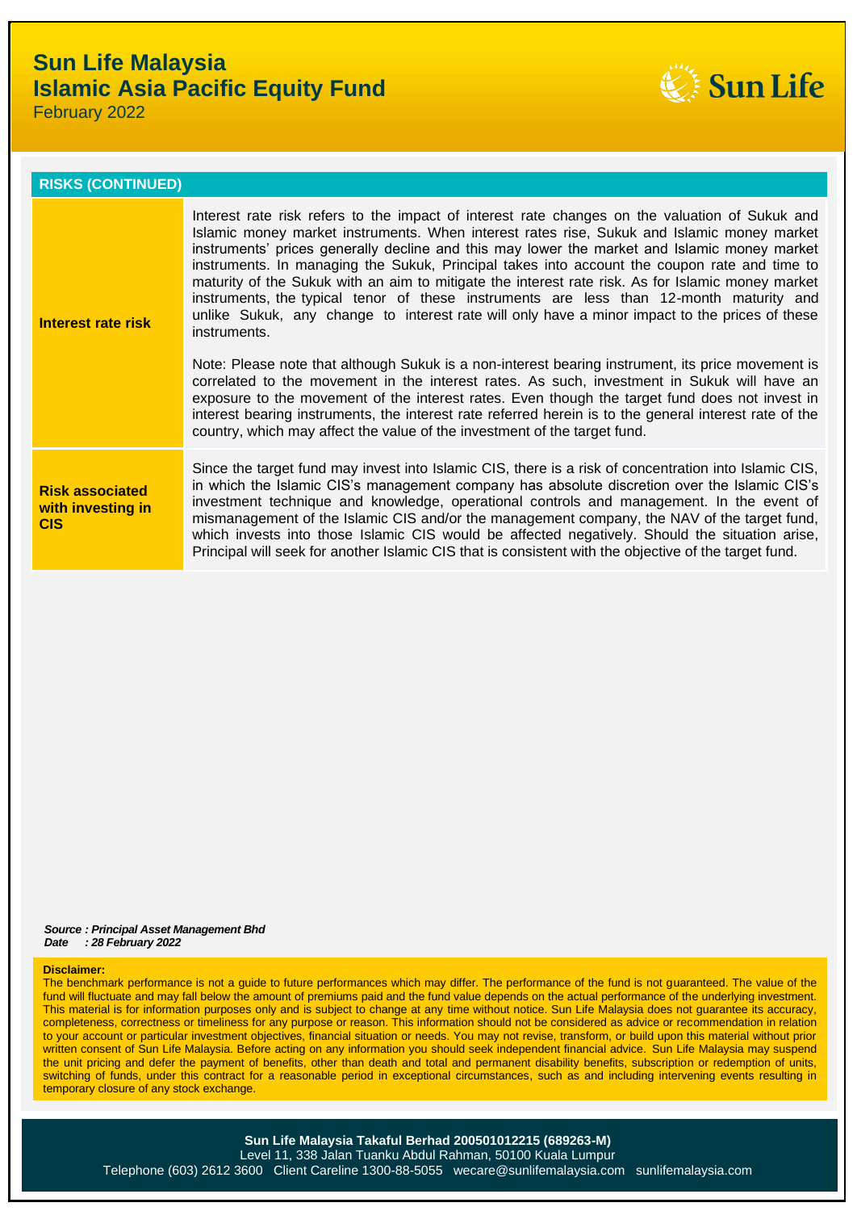# Sun Life Malaysia
# Islamic Asia Pacific Equity Fund
February 2022

## RISKS (CONTINUED)

| | |
|---|---|
| **Interest rate risk** | Interest rate risk refers to the impact of interest rate changes on the valuation of Sukuk and Islamic money market instruments. When interest rates rise, Sukuk and Islamic money market instruments' prices generally decline and this may lower the market and Islamic money market instruments. In managing the Sukuk, Principal takes into account the coupon rate and time to maturity of the Sukuk with an aim to mitigate the interest rate risk. As for Islamic money market instruments, the typical tenor of these instruments are less than 12-month maturity and unlike Sukuk, any change to interest rate will only have a minor impact to the prices of these instruments.<br><br>Note: Please note that although Sukuk is a non-interest bearing instrument, its price movement is correlated to the movement in the interest rates. As such, investment in Sukuk will have an exposure to the movement of the interest rates. Even though the target fund does not invest in interest bearing instruments, the interest rate referred herein is to the general interest rate of the country, which may affect the value of the investment of the target fund. |
| **Risk associated with investing in CIS** | Since the target fund may invest into Islamic CIS, there is a risk of concentration into Islamic CIS, in which the Islamic CIS's management company has absolute discretion over the Islamic CIS's investment technique and knowledge, operational controls and management. In the event of mismanagement of the Islamic CIS and/or the management company, the NAV of the target fund, which invests into those Islamic CIS would be affected negatively. Should the situation arise, Principal will seek for another Islamic CIS that is consistent with the objective of the target fund. |

***Source : Principal Asset Management Bhd***
***Date : 28 February 2022***

**Disclaimer:**
The benchmark performance is not a guide to future performances which may differ. The performance of the fund is not guaranteed. The value of the fund will fluctuate and may fall below the amount of premiums paid and the fund value depends on the actual performance of the underlying investment. This material is for information purposes only and is subject to change at any time without notice. Sun Life Malaysia does not guarantee its accuracy, completeness, correctness or timeliness for any purpose or reason. This information should not be considered as advice or recommendation in relation to your account or particular investment objectives, financial situation or needs. You may not revise, transform, or build upon this material without prior written consent of Sun Life Malaysia. Before acting on any information you should seek independent financial advice. Sun Life Malaysia may suspend the unit pricing and defer the payment of benefits, other than death and total and permanent disability benefits, subscription or redemption of units, switching of funds, under this contract for a reasonable period in exceptional circumstances, such as and including intervening events resulting in temporary closure of any stock exchange.

**Sun Life Malaysia Takaful Berhad 200501012215 (689263-M)**
Level 11, 338 Jalan Tuanku Abdul Rahman, 50100 Kuala Lumpur
Telephone (603) 2612 3600 Client Careline 1300-88-5055 wecare@sunlifemalaysia.com sunlifemalaysia.com